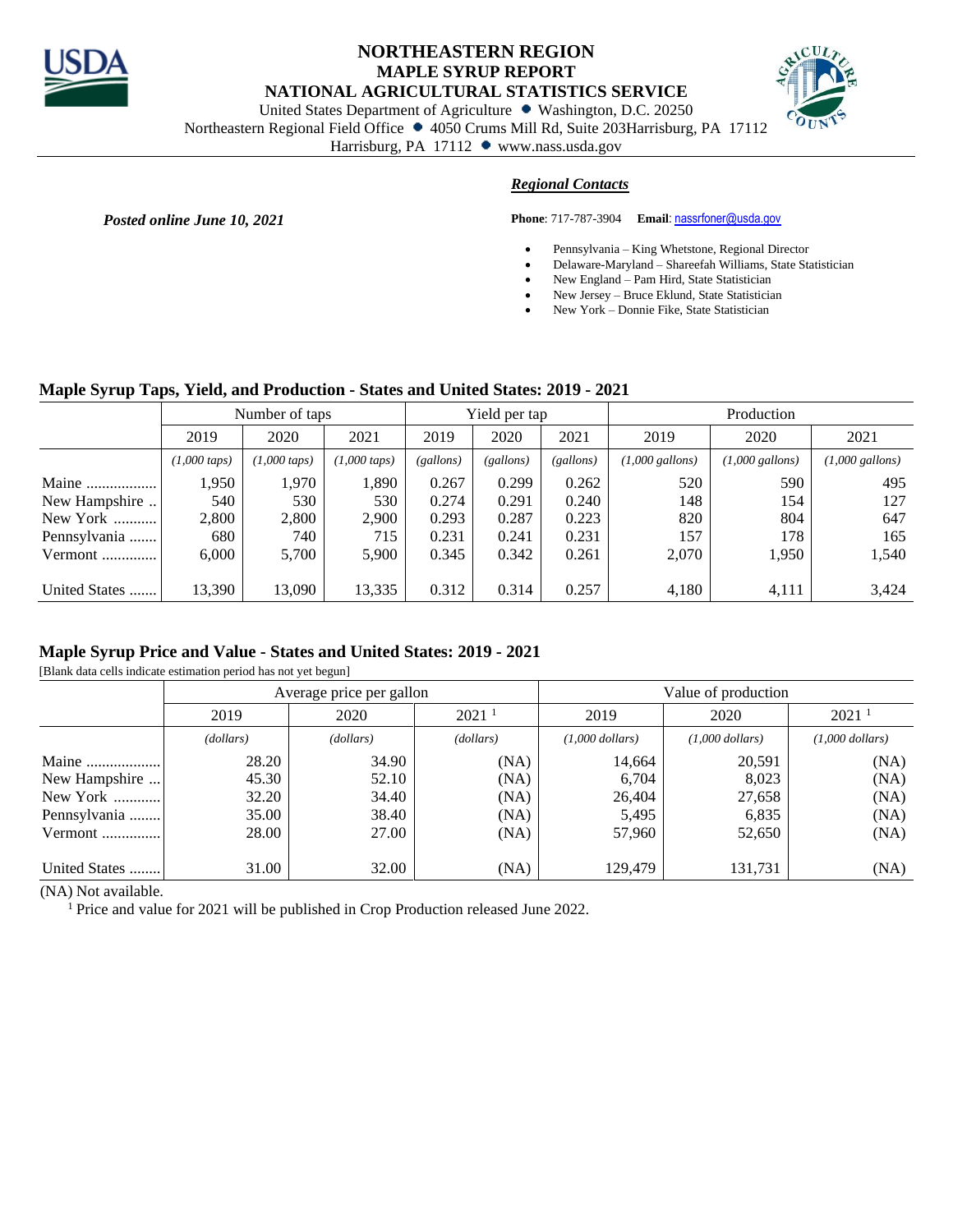# NORTHEASTERN REGION
## MAPLE SYRUP REPORT
## NATIONAL AGRICULTURAL STATISTICS SERVICE

United States Department of Agriculture • Washington, D.C. 20250
Northeastern Regional Field Office • 4050 Crums Mill Rd, Suite 203Harrisburg, PA 17112
Harrisburg, PA 17112 • www.nass.usda.gov

***Regional Contacts***

***Posted online June 10, 2021***

**Phone**: 717-787-3904 **Email**: nassrfoner@usda.gov

- Pennsylvania – King Whetstone, Regional Director
- Delaware-Maryland – Shareefah Williams, State Statistician
- New England – Pam Hird, State Statistician
- New Jersey – Bruce Eklund, State Statistician
- New York – Donnie Fike, State Statistician

### Maple Syrup Taps, Yield, and Production - States and United States: 2019 - 2021

| | Number of taps | | | Yield per tap | | | Production | | |
|---|---|---|---|---|---|---|---|---|---|
| | 2019 | 2020 | 2021 | 2019 | 2020 | 2021 | 2019 | 2020 | 2021 |
| | *(1,000 taps)* | *(1,000 taps)* | *(1,000 taps)* | *(gallons)* | *(gallons)* | *(gallons)* | *(1,000 gallons)* | *(1,000 gallons)* | *(1,000 gallons)* |
| Maine | 1,950 | 1,970 | 1,890 | 0.267 | 0.299 | 0.262 | 520 | 590 | 495 |
| New Hampshire | 540 | 530 | 530 | 0.274 | 0.291 | 0.240 | 148 | 154 | 127 |
| New York | 2,800 | 2,800 | 2,900 | 0.293 | 0.287 | 0.223 | 820 | 804 | 647 |
| Pennsylvania | 680 | 740 | 715 | 0.231 | 0.241 | 0.231 | 157 | 178 | 165 |
| Vermont | 6,000 | 5,700 | 5,900 | 0.345 | 0.342 | 0.261 | 2,070 | 1,950 | 1,540 |
| United States | 13,390 | 13,090 | 13,335 | 0.312 | 0.314 | 0.257 | 4,180 | 4,111 | 3,424 |

### Maple Syrup Price and Value - States and United States: 2019 - 2021

[Blank data cells indicate estimation period has not yet begun]

| | Average price per gallon | | | Value of production | | |
|---|---|---|---|---|---|---|
| | 2019 | 2020 | 2021 [1] | 2019 | 2020 | 2021 [1] |
| | *(dollars)* | *(dollars)* | *(dollars)* | *(1,000 dollars)* | *(1,000 dollars)* | *(1,000 dollars)* |
| Maine | 28.20 | 34.90 | (NA) | 14,664 | 20,591 | (NA) |
| New Hampshire | 45.30 | 52.10 | (NA) | 6,704 | 8,023 | (NA) |
| New York | 32.20 | 34.40 | (NA) | 26,404 | 27,658 | (NA) |
| Pennsylvania | 35.00 | 38.40 | (NA) | 5,495 | 6,835 | (NA) |
| Vermont | 28.00 | 27.00 | (NA) | 57,960 | 52,650 | (NA) |
| United States | 31.00 | 32.00 | (NA) | 129,479 | 131,731 | (NA) |

(NA) Not available.

[1] Price and value for 2021 will be published in Crop Production released June 2022.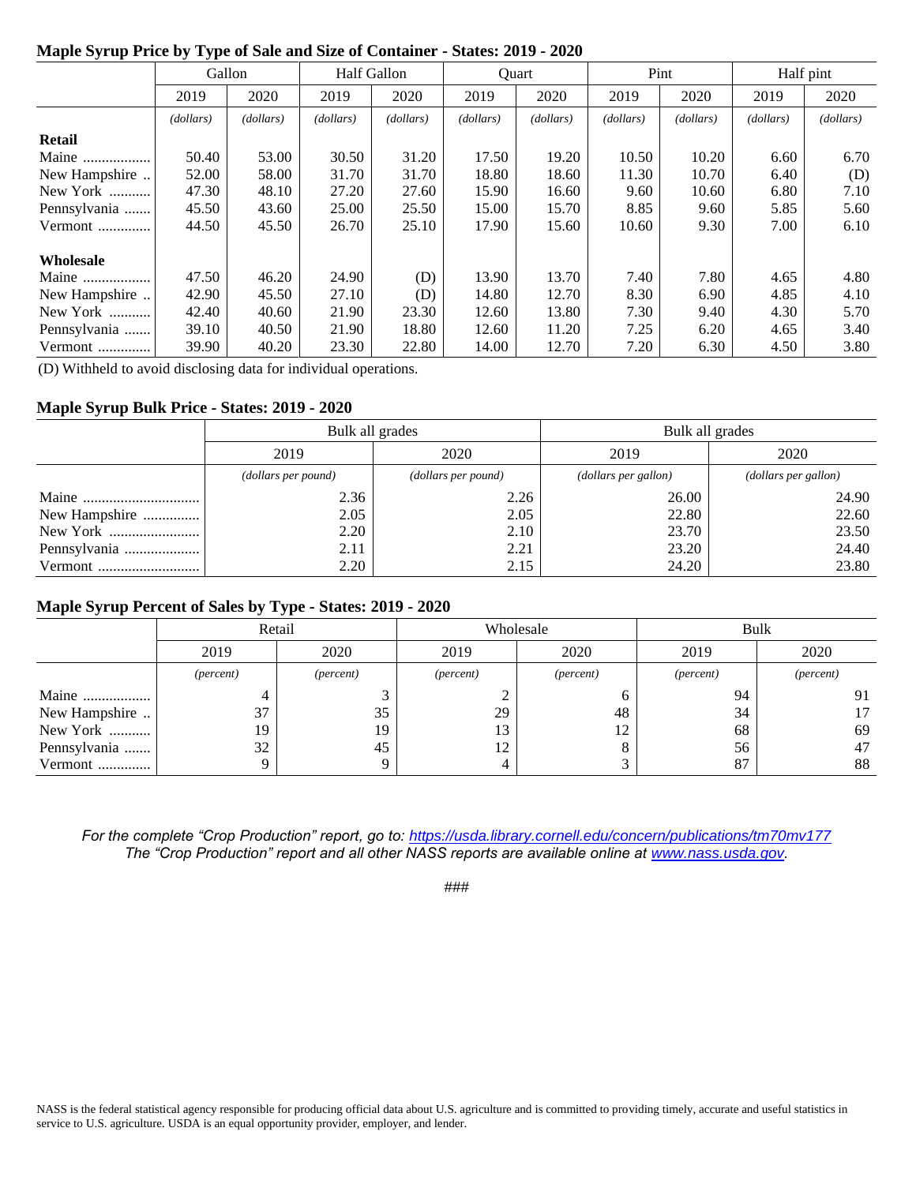## Maple Syrup Price by Type of Sale and Size of Container - States: 2019 - 2020

| | Gallon | | Half Gallon | | Quart | | Pint | | Half pint | |
|---|---|---|---|---|---|---|---|---|---|---|
| | 2019 | 2020 | 2019 | 2020 | 2019 | 2020 | 2019 | 2020 | 2019 | 2020 |
| | *(dollars)* | *(dollars)* | *(dollars)* | *(dollars)* | *(dollars)* | *(dollars)* | *(dollars)* | *(dollars)* | *(dollars)* | *(dollars)* |
| **Retail** | | | | | | | | | | |
| Maine | 50.40 | 53.00 | 30.50 | 31.20 | 17.50 | 19.20 | 10.50 | 10.20 | 6.60 | 6.70 |
| New Hampshire | 52.00 | 58.00 | 31.70 | 31.70 | 18.80 | 18.60 | 11.30 | 10.70 | 6.40 | (D) |
| New York | 47.30 | 48.10 | 27.20 | 27.60 | 15.90 | 16.60 | 9.60 | 10.60 | 6.80 | 7.10 |
| Pennsylvania | 45.50 | 43.60 | 25.00 | 25.50 | 15.00 | 15.70 | 8.85 | 9.60 | 5.85 | 5.60 |
| Vermont | 44.50 | 45.50 | 26.70 | 25.10 | 17.90 | 15.60 | 10.60 | 9.30 | 7.00 | 6.10 |
| **Wholesale** | | | | | | | | | | |
| Maine | 47.50 | 46.20 | 24.90 | (D) | 13.90 | 13.70 | 7.40 | 7.80 | 4.65 | 4.80 |
| New Hampshire | 42.90 | 45.50 | 27.10 | (D) | 14.80 | 12.70 | 8.30 | 6.90 | 4.85 | 4.10 |
| New York | 42.40 | 40.60 | 21.90 | 23.30 | 12.60 | 13.80 | 7.30 | 9.40 | 4.30 | 5.70 |
| Pennsylvania | 39.10 | 40.50 | 21.90 | 18.80 | 12.60 | 11.20 | 7.25 | 6.20 | 4.65 | 3.40 |
| Vermont | 39.90 | 40.20 | 23.30 | 22.80 | 14.00 | 12.70 | 7.20 | 6.30 | 4.50 | 3.80 |

(D) Withheld to avoid disclosing data for individual operations.

## Maple Syrup Bulk Price - States: 2019 - 2020

| | Bulk all grades | | Bulk all grades | |
|---|---|---|---|---|
| | 2019 | 2020 | 2019 | 2020 |
| | *(dollars per pound)* | *(dollars per pound)* | *(dollars per gallon)* | *(dollars per gallon)* |
| Maine | 2.36 | 2.26 | 26.00 | 24.90 |
| New Hampshire | 2.05 | 2.05 | 22.80 | 22.60 |
| New York | 2.20 | 2.10 | 23.70 | 23.50 |
| Pennsylvania | 2.11 | 2.21 | 23.20 | 24.40 |
| Vermont | 2.20 | 2.15 | 24.20 | 23.80 |

## Maple Syrup Percent of Sales by Type - States: 2019 - 2020

| | Retail | | Wholesale | | Bulk | |
|---|---|---|---|---|---|---|
| | 2019 | 2020 | 2019 | 2020 | 2019 | 2020 |
| | *(percent)* | *(percent)* | *(percent)* | *(percent)* | *(percent)* | *(percent)* |
| Maine | 4 | 3 | 2 | 6 | 94 | 91 |
| New Hampshire | 37 | 35 | 29 | 48 | 34 | 17 |
| New York | 19 | 19 | 13 | 12 | 68 | 69 |
| Pennsylvania | 32 | 45 | 12 | 8 | 56 | 47 |
| Vermont | 9 | 9 | 4 | 3 | 87 | 88 |

*For the complete "Crop Production" report, go to: https://usda.library.cornell.edu/concern/publications/tm70mv177*
*The "Crop Production" report and all other NASS reports are available online at www.nass.usda.gov.*

###

NASS is the federal statistical agency responsible for producing official data about U.S. agriculture and is committed to providing timely, accurate and useful statistics in service to U.S. agriculture. USDA is an equal opportunity provider, employer, and lender.